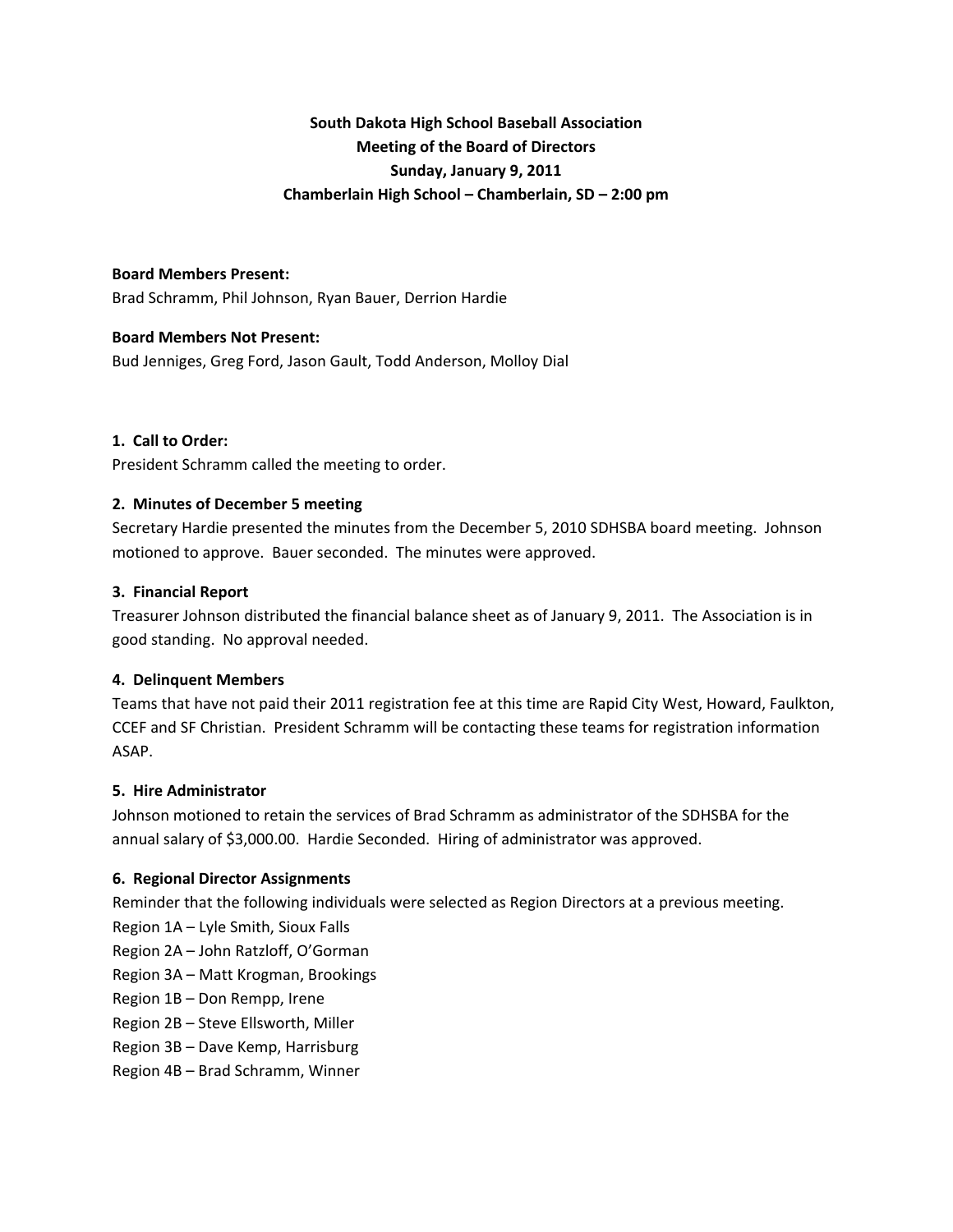**South Dakota High School Baseball Association**
**Meeting of the Board of Directors**
**Sunday, January 9, 2011**
**Chamberlain High School – Chamberlain, SD – 2:00 pm**

**Board Members Present:**
Brad Schramm, Phil Johnson, Ryan Bauer, Derrion Hardie

**Board Members Not Present:**
Bud Jenniges, Greg Ford, Jason Gault, Todd Anderson, Molloy Dial

**1. Call to Order:**
President Schramm called the meeting to order.

**2. Minutes of December 5 meeting**
Secretary Hardie presented the minutes from the December 5, 2010 SDHSBA board meeting. Johnson motioned to approve. Bauer seconded. The minutes were approved.

**3. Financial Report**
Treasurer Johnson distributed the financial balance sheet as of January 9, 2011. The Association is in good standing. No approval needed.

**4. Delinquent Members**
Teams that have not paid their 2011 registration fee at this time are Rapid City West, Howard, Faulkton, CCEF and SF Christian. President Schramm will be contacting these teams for registration information ASAP.

**5. Hire Administrator**
Johnson motioned to retain the services of Brad Schramm as administrator of the SDHSBA for the annual salary of $3,000.00. Hardie Seconded. Hiring of administrator was approved.

**6. Regional Director Assignments**
Reminder that the following individuals were selected as Region Directors at a previous meeting.
Region 1A – Lyle Smith, Sioux Falls
Region 2A – John Ratzloff, O'Gorman
Region 3A – Matt Krogman, Brookings
Region 1B – Don Rempp, Irene
Region 2B – Steve Ellsworth, Miller
Region 3B – Dave Kemp, Harrisburg
Region 4B – Brad Schramm, Winner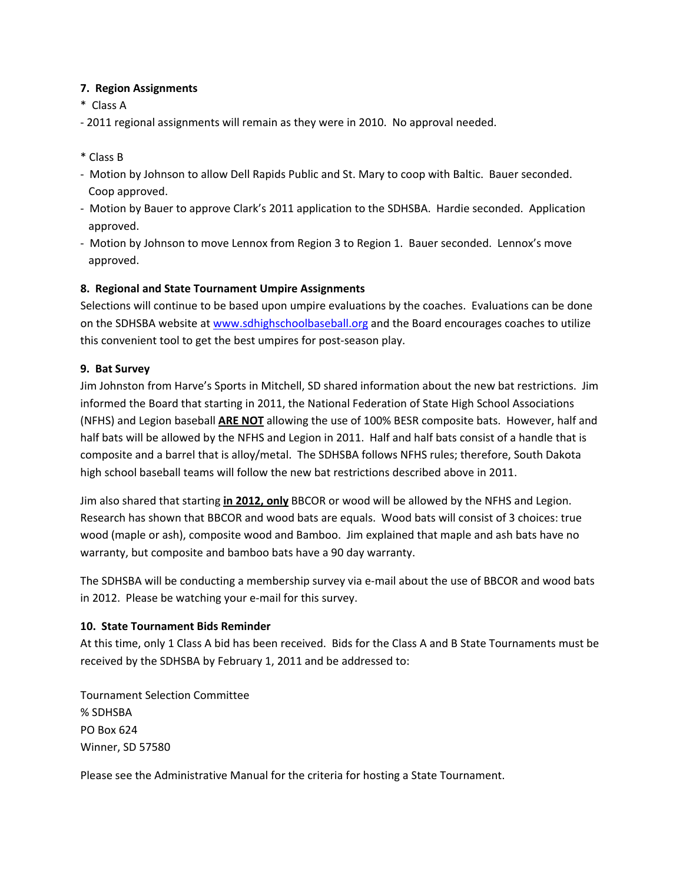**7. Region Assignments**

* Class A

- 2011 regional assignments will remain as they were in 2010. No approval needed.

* Class B

- Motion by Johnson to allow Dell Rapids Public and St. Mary to coop with Baltic. Bauer seconded. Coop approved.
- Motion by Bauer to approve Clark's 2011 application to the SDHSBA. Hardie seconded. Application approved.
- Motion by Johnson to move Lennox from Region 3 to Region 1. Bauer seconded. Lennox's move approved.

**8. Regional and State Tournament Umpire Assignments**

Selections will continue to be based upon umpire evaluations by the coaches. Evaluations can be done on the SDHSBA website at www.sdhighschoolbaseball.org and the Board encourages coaches to utilize this convenient tool to get the best umpires for post-season play.

**9. Bat Survey**

Jim Johnston from Harve's Sports in Mitchell, SD shared information about the new bat restrictions. Jim informed the Board that starting in 2011, the National Federation of State High School Associations (NFHS) and Legion baseball **ARE NOT** allowing the use of 100% BESR composite bats. However, half and half bats will be allowed by the NFHS and Legion in 2011. Half and half bats consist of a handle that is composite and a barrel that is alloy/metal. The SDHSBA follows NFHS rules; therefore, South Dakota high school baseball teams will follow the new bat restrictions described above in 2011.

Jim also shared that starting **in 2012, only** BBCOR or wood will be allowed by the NFHS and Legion. Research has shown that BBCOR and wood bats are equals. Wood bats will consist of 3 choices: true wood (maple or ash), composite wood and Bamboo. Jim explained that maple and ash bats have no warranty, but composite and bamboo bats have a 90 day warranty.

The SDHSBA will be conducting a membership survey via e-mail about the use of BBCOR and wood bats in 2012. Please be watching your e-mail for this survey.

**10. State Tournament Bids Reminder**

At this time, only 1 Class A bid has been received. Bids for the Class A and B State Tournaments must be received by the SDHSBA by February 1, 2011 and be addressed to:

Tournament Selection Committee
% SDHSBA
PO Box 624
Winner, SD 57580

Please see the Administrative Manual for the criteria for hosting a State Tournament.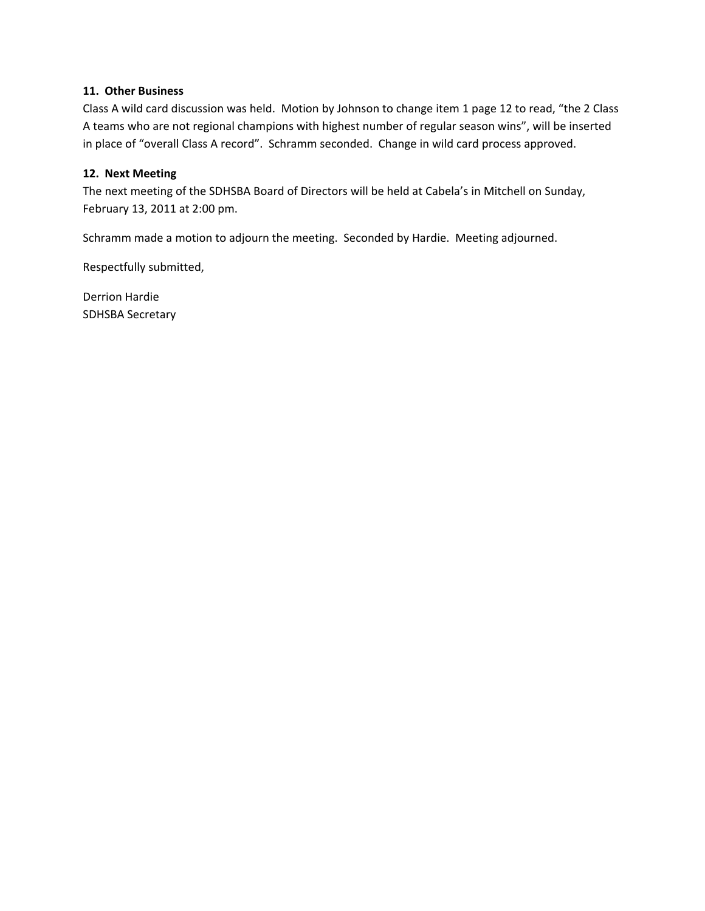**11. Other Business**

Class A wild card discussion was held. Motion by Johnson to change item 1 page 12 to read, "the 2 Class A teams who are not regional champions with highest number of regular season wins", will be inserted in place of "overall Class A record". Schramm seconded. Change in wild card process approved.

**12. Next Meeting**

The next meeting of the SDHSBA Board of Directors will be held at Cabela's in Mitchell on Sunday, February 13, 2011 at 2:00 pm.

Schramm made a motion to adjourn the meeting. Seconded by Hardie. Meeting adjourned.

Respectfully submitted,

Derrion Hardie
SDHSBA Secretary